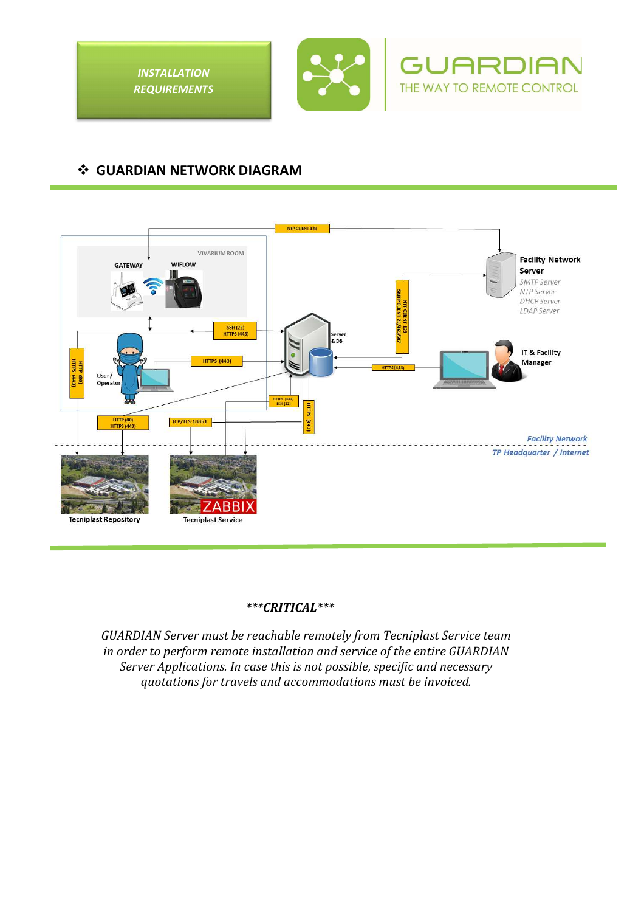INSTALLATION REQUIREMENTS

GUARDIAN
THE WAY TO REMOTE CONTROL

## ❖ GUARDIAN NETWORK DIAGRAM

NTP CLIENT 123

VIVARIUM ROOM

GATEWAY

WIFLOW

Facility Network Server

SMTP Server
NTP Server
DHCP Server
LDAP Server

SSH (22)
HTTPS (443)

Server & DB

NTP CLIENT 123
SMTP CLIENT 25/465/587

HTTP (80)
HTTPS (443)

HTTPS (443)

User / Operator

HTTPS (443)

IT & Facility Manager

HTTPS (443)
SSH (22)

HTTP (80)
HTTPS (443)

TCP/TLS 10051

HTTPS (443)

Facility Network

TP Headquarter / Internet

Tecniplast Repository

ZABBIX

Tecniplast Service

***CRITICAL***

*GUARDIAN Server must be reachable remotely from Tecniplast Service team in order to perform remote installation and service of the entire GUARDIAN Server Applications. In case this is not possible, specific and necessary quotations for travels and accommodations must be invoiced.*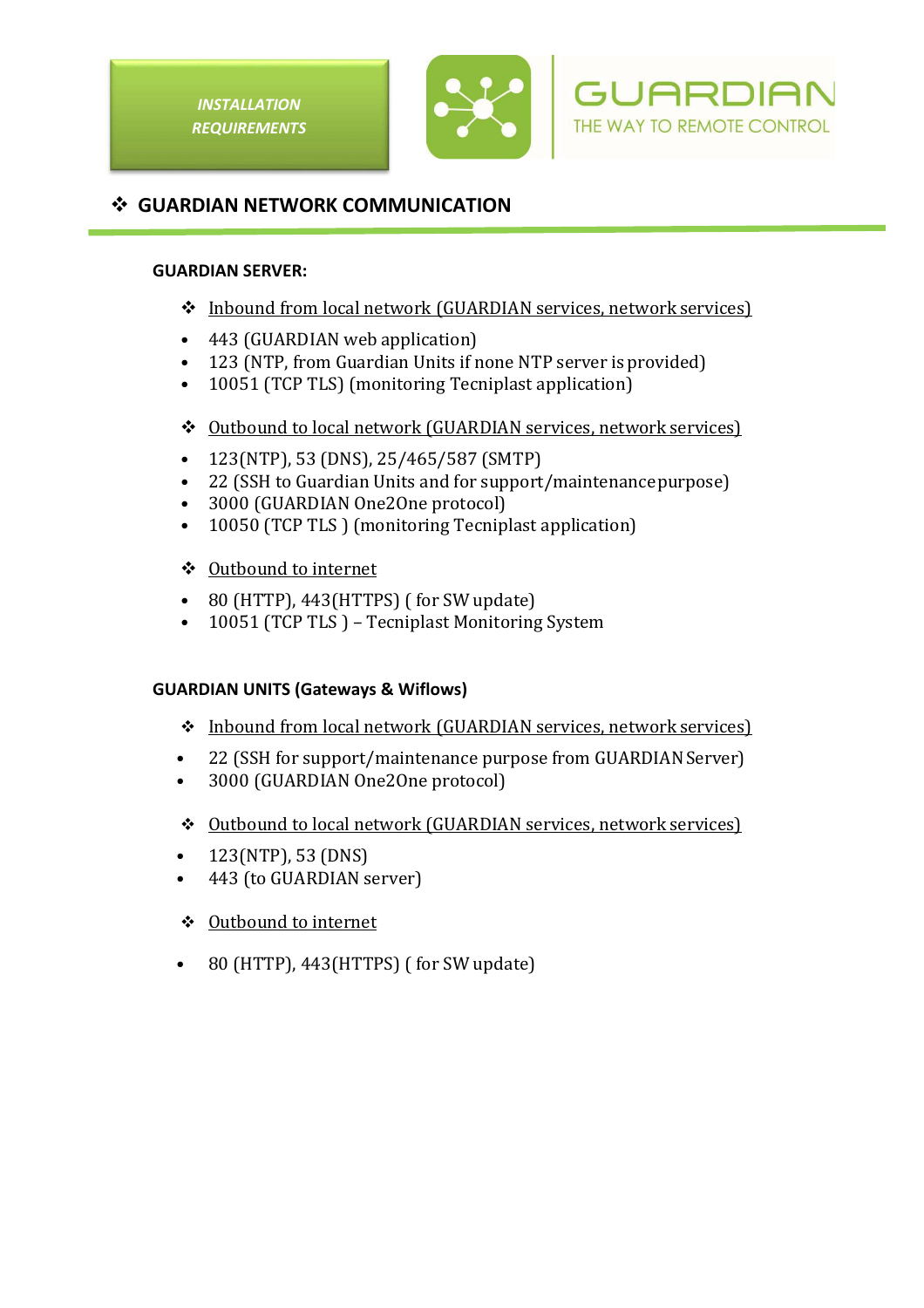## ❖ GUARDIAN NETWORK COMMUNICATION

**GUARDIAN SERVER:**

❖ Inbound from local network (GUARDIAN services, network services)

- 443 (GUARDIAN web application)
- 123 (NTP, from Guardian Units if none NTP server is provided)
- 10051 (TCP TLS) (monitoring Tecniplast application)

❖ Outbound to local network (GUARDIAN services, network services)

- 123(NTP), 53 (DNS), 25/465/587 (SMTP)
- 22 (SSH to Guardian Units and for support/maintenance purpose)
- 3000 (GUARDIAN One2One protocol)
- 10050 (TCP TLS ) (monitoring Tecniplast application)

❖ Outbound to internet

- 80 (HTTP), 443(HTTPS) ( for SW update)
- 10051 (TCP TLS ) – Tecniplast Monitoring System

**GUARDIAN UNITS (Gateways & Wiflows)**

❖ Inbound from local network (GUARDIAN services, network services)

- 22 (SSH for support/maintenance purpose from GUARDIAN Server)
- 3000 (GUARDIAN One2One protocol)

❖ Outbound to local network (GUARDIAN services, network services)

- 123(NTP), 53 (DNS)
- 443 (to GUARDIAN server)

❖ Outbound to internet

- 80 (HTTP), 443(HTTPS) ( for SW update)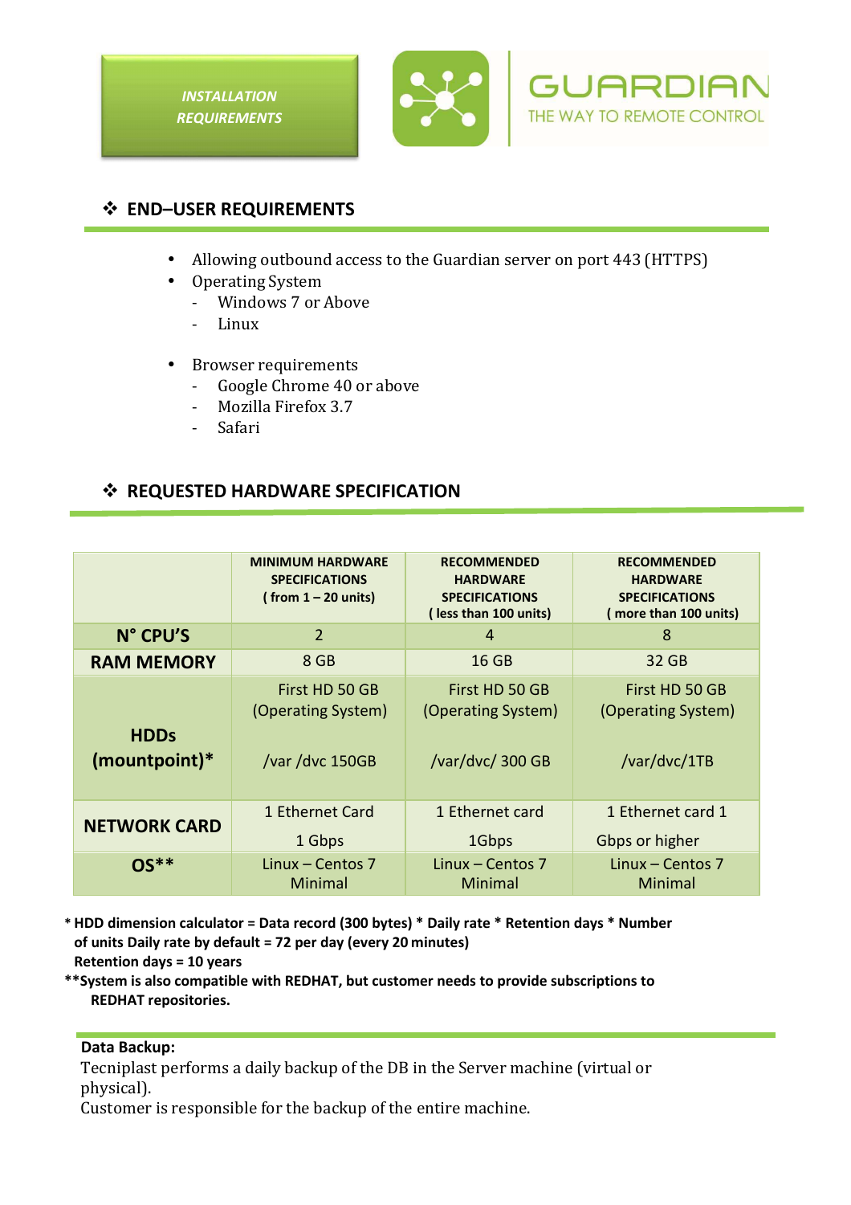**INSTALLATION REQUIREMENTS**

GUARDIAN
THE WAY TO REMOTE CONTROL

## ❖ END–USER REQUIREMENTS

- Allowing outbound access to the Guardian server on port 443 (HTTPS)
- Operating System
  - Windows 7 or Above
  - Linux
- Browser requirements
  - Google Chrome 40 or above
  - Mozilla Firefox 3.7
  - Safari

## ❖ REQUESTED HARDWARE SPECIFICATION

| | MINIMUM HARDWARE SPECIFICATIONS ( from 1 – 20 units) | RECOMMENDED HARDWARE SPECIFICATIONS ( less than 100 units) | RECOMMENDED HARDWARE SPECIFICATIONS ( more than 100 units) |
|---|---|---|---|
| **N° CPU'S** | 2 | 4 | 8 |
| **RAM MEMORY** | 8 GB | 16 GB | 32 GB |
| **HDDs (mountpoint)*** | First HD 50 GB (Operating System) /var /dvc 150GB | First HD 50 GB (Operating System) /var/dvc/ 300 GB | First HD 50 GB (Operating System) /var/dvc/1TB |
| **NETWORK CARD** | 1 Ethernet Card 1 Gbps | 1 Ethernet card 1Gbps | 1 Ethernet card 1 Gbps or higher |
| **OS**** | Linux – Centos 7 Minimal | Linux – Centos 7 Minimal | Linux – Centos 7 Minimal |

**\* HDD dimension calculator = Data record (300 bytes) * Daily rate * Retention days * Number of units Daily rate by default = 72 per day (every 20 minutes)**
**Retention days = 10 years**
**\*\*System is also compatible with REDHAT, but customer needs to provide subscriptions to REDHAT repositories.**

**Data Backup:**
Tecniplast performs a daily backup of the DB in the Server machine (virtual or physical).
Customer is responsible for the backup of the entire machine.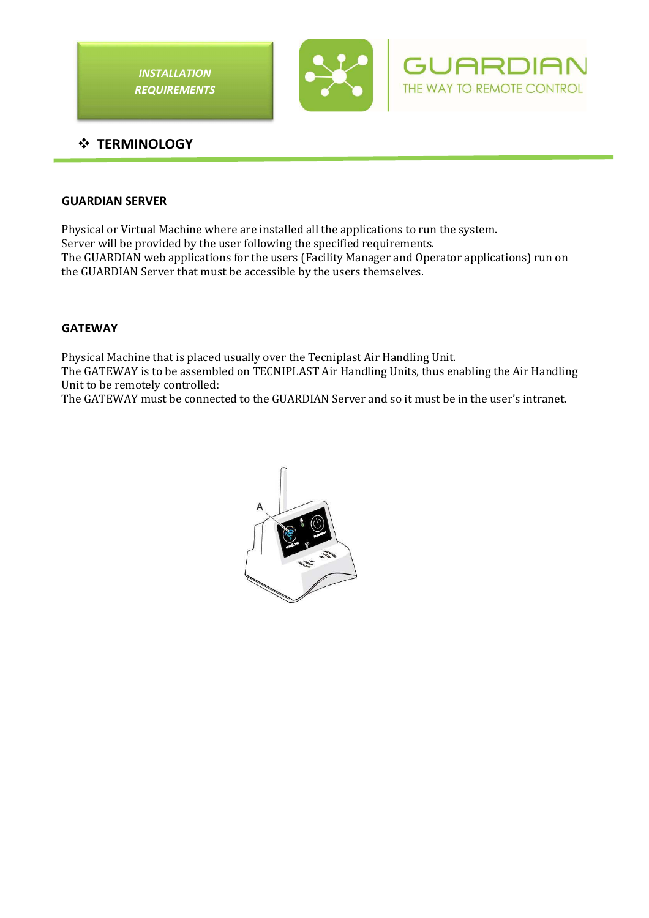# TERMINOLOGY

### GUARDIAN SERVER

Physical or Virtual Machine where are installed all the applications to run the system.
Server will be provided by the user following the specified requirements.
The GUARDIAN web applications for the users (Facility Manager and Operator applications) run on the GUARDIAN Server that must be accessible by the users themselves.

### GATEWAY

Physical Machine that is placed usually over the Tecniplast Air Handling Unit.
The GATEWAY is to be assembled on TECNIPLAST Air Handling Units, thus enabling the Air Handling Unit to be remotely controlled:
The GATEWAY must be connected to the GUARDIAN Server and so it must be in the user's intranet.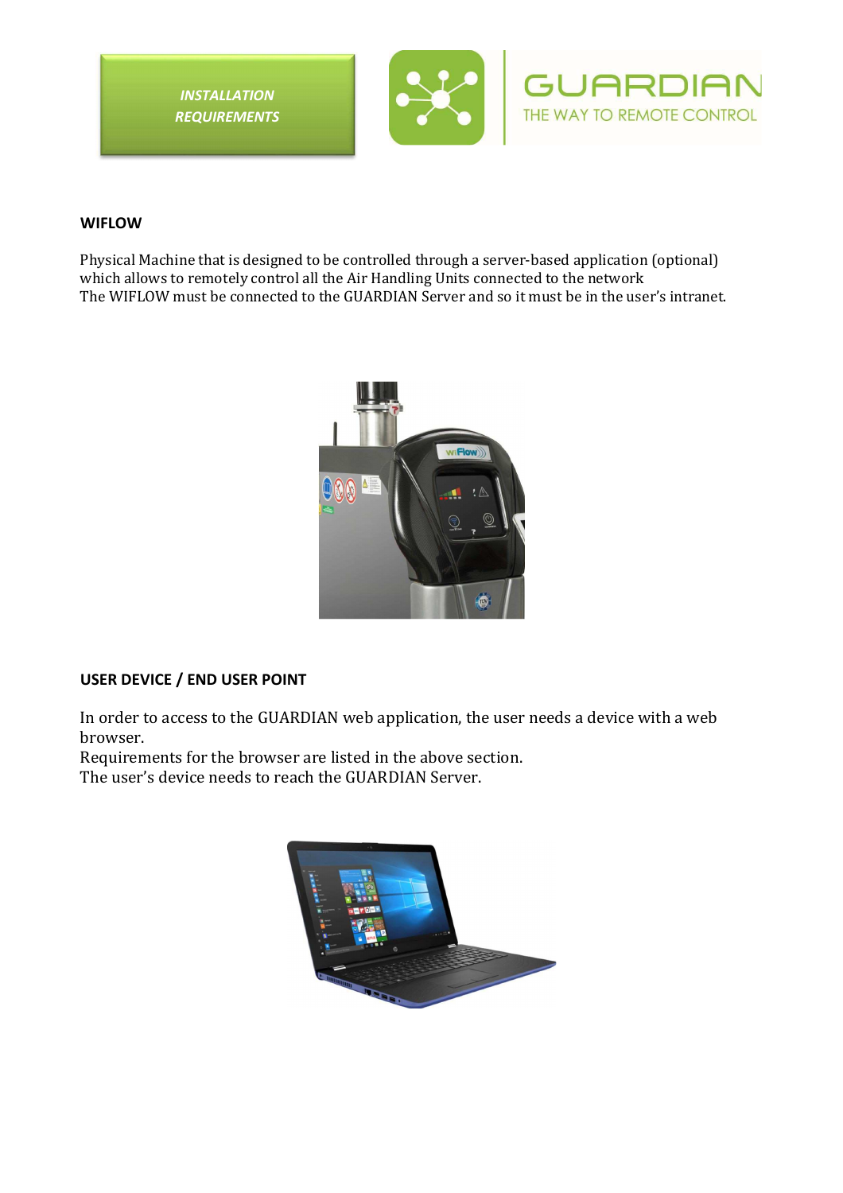INSTALLATION REQUIREMENTS

GUARDIAN
THE WAY TO REMOTE CONTROL

**WIFLOW**

Physical Machine that is designed to be controlled through a server-based application (optional) which allows to remotely control all the Air Handling Units connected to the network
The WIFLOW must be connected to the GUARDIAN Server and so it must be in the user's intranet.

**USER DEVICE / END USER POINT**

In order to access to the GUARDIAN web application, the user needs a device with a web browser.
Requirements for the browser are listed in the above section.
The user's device needs to reach the GUARDIAN Server.